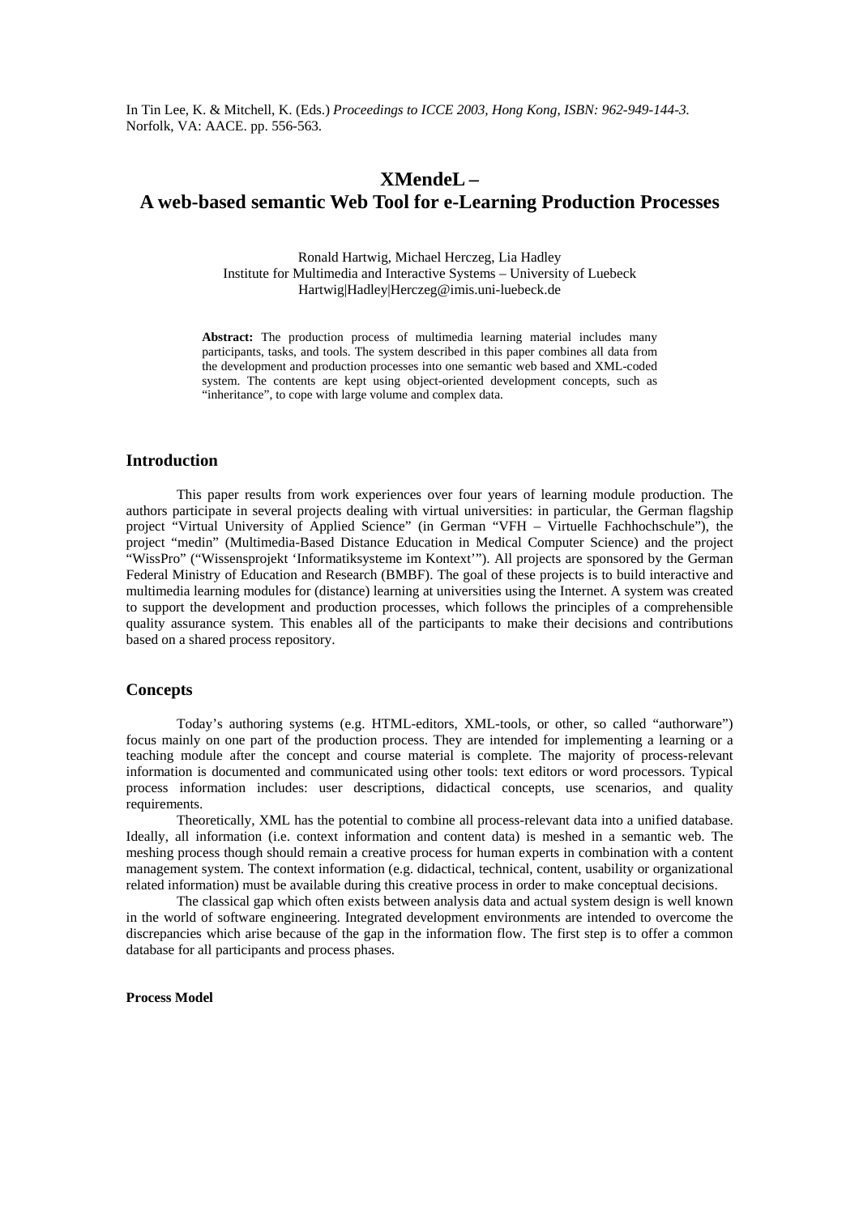In Tin Lee, K. & Mitchell, K. (Eds.) *Proceedings to ICCE 2003, Hong Kong, ISBN: 962-949-144-3.* Norfolk, VA: AACE. pp. 556-563.

# XMendeL – A web-based semantic Web Tool for e-Learning Production Processes

Ronald Hartwig, Michael Herczeg, Lia Hadley
Institute for Multimedia and Interactive Systems – University of Luebeck
Hartwig|Hadley|Herczeg@imis.uni-luebeck.de

**Abstract:** The production process of multimedia learning material includes many participants, tasks, and tools. The system described in this paper combines all data from the development and production processes into one semantic web based and XML-coded system. The contents are kept using object-oriented development concepts, such as "inheritance", to cope with large volume and complex data.

## Introduction

This paper results from work experiences over four years of learning module production. The authors participate in several projects dealing with virtual universities: in particular, the German flagship project "Virtual University of Applied Science" (in German "VFH – Virtuelle Fachhochschule"), the project "medin" (Multimedia-Based Distance Education in Medical Computer Science) and the project "WissPro" ("Wissensprojekt 'Informatiksysteme im Kontext'"). All projects are sponsored by the German Federal Ministry of Education and Research (BMBF). The goal of these projects is to build interactive and multimedia learning modules for (distance) learning at universities using the Internet. A system was created to support the development and production processes, which follows the principles of a comprehensible quality assurance system. This enables all of the participants to make their decisions and contributions based on a shared process repository.

## Concepts

Today's authoring systems (e.g. HTML-editors, XML-tools, or other, so called "authorware") focus mainly on one part of the production process. They are intended for implementing a learning or a teaching module after the concept and course material is complete. The majority of process-relevant information is documented and communicated using other tools: text editors or word processors. Typical process information includes: user descriptions, didactical concepts, use scenarios, and quality requirements.

Theoretically, XML has the potential to combine all process-relevant data into a unified database. Ideally, all information (i.e. context information and content data) is meshed in a semantic web. The meshing process though should remain a creative process for human experts in combination with a content management system. The context information (e.g. didactical, technical, content, usability or organizational related information) must be available during this creative process in order to make conceptual decisions.

The classical gap which often exists between analysis data and actual system design is well known in the world of software engineering. Integrated development environments are intended to overcome the discrepancies which arise because of the gap in the information flow. The first step is to offer a common database for all participants and process phases.

### Process Model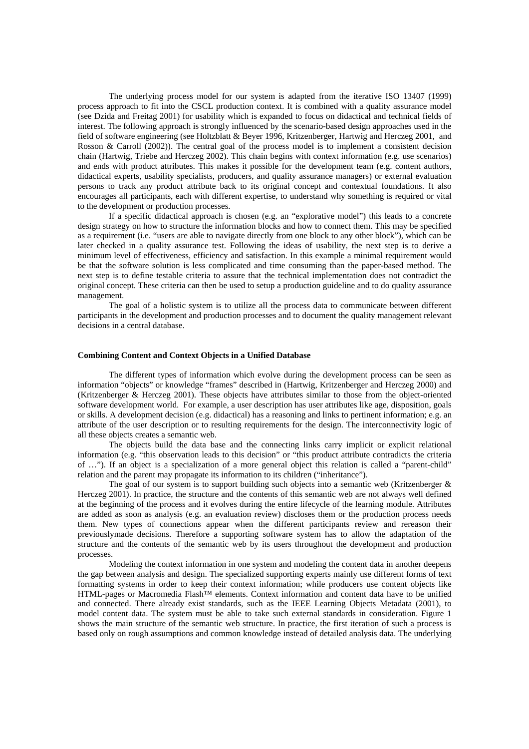The underlying process model for our system is adapted from the iterative ISO 13407 (1999) process approach to fit into the CSCL production context. It is combined with a quality assurance model (see Dzida and Freitag 2001) for usability which is expanded to focus on didactical and technical fields of interest. The following approach is strongly influenced by the scenario-based design approaches used in the field of software engineering (see Holtzblatt & Beyer 1996, Kritzenberger, Hartwig and Herczeg 2001, and Rosson & Carroll (2002)). The central goal of the process model is to implement a consistent decision chain (Hartwig, Triebe and Herczeg 2002). This chain begins with context information (e.g. use scenarios) and ends with product attributes. This makes it possible for the development team (e.g. content authors, didactical experts, usability specialists, producers, and quality assurance managers) or external evaluation persons to track any product attribute back to its original concept and contextual foundations. It also encourages all participants, each with different expertise, to understand why something is required or vital to the development or production processes.

If a specific didactical approach is chosen (e.g. an "explorative model") this leads to a concrete design strategy on how to structure the information blocks and how to connect them. This may be specified as a requirement (i.e. "users are able to navigate directly from one block to any other block"), which can be later checked in a quality assurance test. Following the ideas of usability, the next step is to derive a minimum level of effectiveness, efficiency and satisfaction. In this example a minimal requirement would be that the software solution is less complicated and time consuming than the paper-based method. The next step is to define testable criteria to assure that the technical implementation does not contradict the original concept. These criteria can then be used to setup a production guideline and to do quality assurance management.

The goal of a holistic system is to utilize all the process data to communicate between different participants in the development and production processes and to document the quality management relevant decisions in a central database.

## Combining Content and Context Objects in a Unified Database

The different types of information which evolve during the development process can be seen as information "objects" or knowledge "frames" described in (Hartwig, Kritzenberger and Herczeg 2000) and (Kritzenberger & Herczeg 2001). These objects have attributes similar to those from the object-oriented software development world. For example, a user description has user attributes like age, disposition, goals or skills. A development decision (e.g. didactical) has a reasoning and links to pertinent information; e.g. an attribute of the user description or to resulting requirements for the design. The interconnectivity logic of all these objects creates a semantic web.

The objects build the data base and the connecting links carry implicit or explicit relational information (e.g. "this observation leads to this decision" or "this product attribute contradicts the criteria of …"). If an object is a specialization of a more general object this relation is called a "parent-child" relation and the parent may propagate its information to its children ("inheritance").

The goal of our system is to support building such objects into a semantic web (Kritzenberger & Herczeg 2001). In practice, the structure and the contents of this semantic web are not always well defined at the beginning of the process and it evolves during the entire lifecycle of the learning module. Attributes are added as soon as analysis (e.g. an evaluation review) discloses them or the production process needs them. New types of connections appear when the different participants review and rereason their previouslymade decisions. Therefore a supporting software system has to allow the adaptation of the structure and the contents of the semantic web by its users throughout the development and production processes.

Modeling the context information in one system and modeling the content data in another deepens the gap between analysis and design. The specialized supporting experts mainly use different forms of text formatting systems in order to keep their context information; while producers use content objects like HTML-pages or Macromedia Flash™ elements. Context information and content data have to be unified and connected. There already exist standards, such as the IEEE Learning Objects Metadata (2001), to model content data. The system must be able to take such external standards in consideration. Figure 1 shows the main structure of the semantic web structure. In practice, the first iteration of such a process is based only on rough assumptions and common knowledge instead of detailed analysis data. The underlying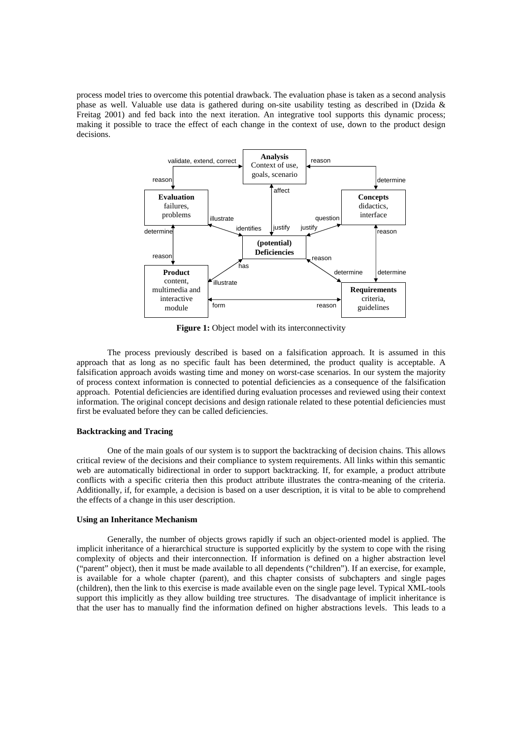process model tries to overcome this potential drawback. The evaluation phase is taken as a second analysis phase as well. Valuable use data is gathered during on-site usability testing as described in (Dzida & Freitag 2001) and fed back into the next iteration. An integrative tool supports this dynamic process; making it possible to trace the effect of each change in the context of use, down to the product design decisions.

**Figure 1:** Object model with its interconnectivity

The process previously described is based on a falsification approach. It is assumed in this approach that as long as no specific fault has been determined, the product quality is acceptable. A falsification approach avoids wasting time and money on worst-case scenarios. In our system the majority of process context information is connected to potential deficiencies as a consequence of the falsification approach. Potential deficiencies are identified during evaluation processes and reviewed using their context information. The original concept decisions and design rationale related to these potential deficiencies must first be evaluated before they can be called deficiencies.

### Backtracking and Tracing

One of the main goals of our system is to support the backtracking of decision chains. This allows critical review of the decisions and their compliance to system requirements. All links within this semantic web are automatically bidirectional in order to support backtracking. If, for example, a product attribute conflicts with a specific criteria then this product attribute illustrates the contra-meaning of the criteria. Additionally, if, for example, a decision is based on a user description, it is vital to be able to comprehend the effects of a change in this user description.

### Using an Inheritance Mechanism

Generally, the number of objects grows rapidly if such an object-oriented model is applied. The implicit inheritance of a hierarchical structure is supported explicitly by the system to cope with the rising complexity of objects and their interconnection. If information is defined on a higher abstraction level ("parent" object), then it must be made available to all dependents ("children"). If an exercise, for example, is available for a whole chapter (parent), and this chapter consists of subchapters and single pages (children), then the link to this exercise is made available even on the single page level. Typical XML-tools support this implicitly as they allow building tree structures. The disadvantage of implicit inheritance is that the user has to manually find the information defined on higher abstractions levels. This leads to a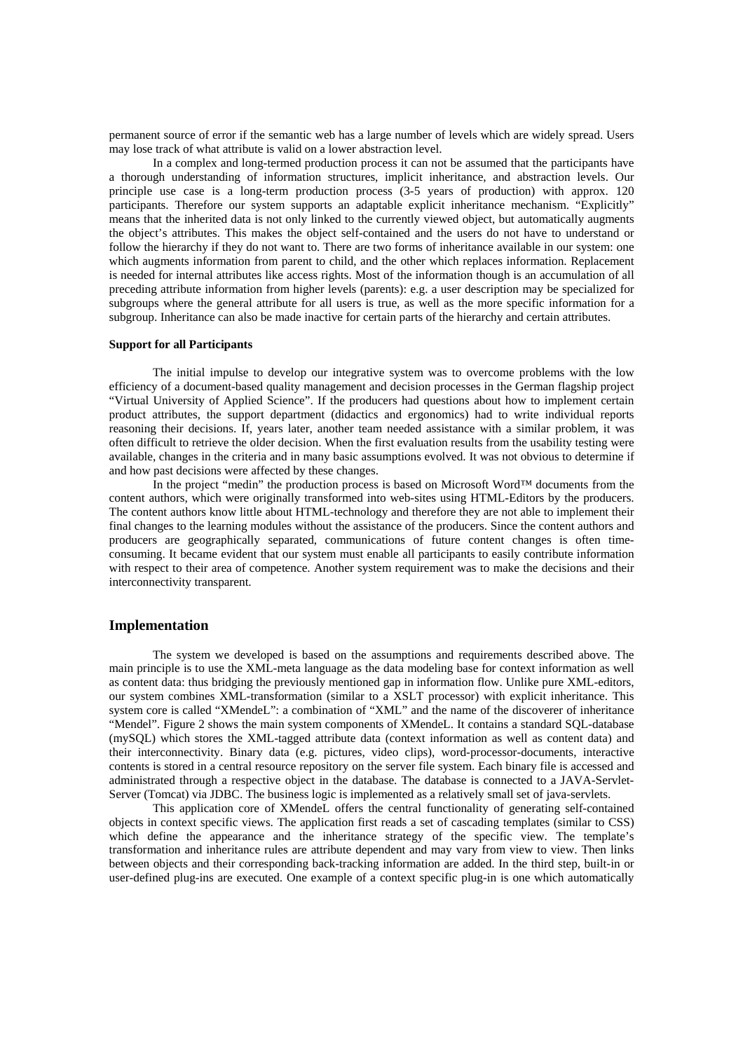permanent source of error if the semantic web has a large number of levels which are widely spread. Users may lose track of what attribute is valid on a lower abstraction level.

In a complex and long-termed production process it can not be assumed that the participants have a thorough understanding of information structures, implicit inheritance, and abstraction levels. Our principle use case is a long-term production process (3-5 years of production) with approx. 120 participants. Therefore our system supports an adaptable explicit inheritance mechanism. "Explicitly" means that the inherited data is not only linked to the currently viewed object, but automatically augments the object's attributes. This makes the object self-contained and the users do not have to understand or follow the hierarchy if they do not want to. There are two forms of inheritance available in our system: one which augments information from parent to child, and the other which replaces information. Replacement is needed for internal attributes like access rights. Most of the information though is an accumulation of all preceding attribute information from higher levels (parents): e.g. a user description may be specialized for subgroups where the general attribute for all users is true, as well as the more specific information for a subgroup. Inheritance can also be made inactive for certain parts of the hierarchy and certain attributes.

#### Support for all Participants

The initial impulse to develop our integrative system was to overcome problems with the low efficiency of a document-based quality management and decision processes in the German flagship project "Virtual University of Applied Science". If the producers had questions about how to implement certain product attributes, the support department (didactics and ergonomics) had to write individual reports reasoning their decisions. If, years later, another team needed assistance with a similar problem, it was often difficult to retrieve the older decision. When the first evaluation results from the usability testing were available, changes in the criteria and in many basic assumptions evolved. It was not obvious to determine if and how past decisions were affected by these changes.

In the project "medin" the production process is based on Microsoft Word™ documents from the content authors, which were originally transformed into web-sites using HTML-Editors by the producers. The content authors know little about HTML-technology and therefore they are not able to implement their final changes to the learning modules without the assistance of the producers. Since the content authors and producers are geographically separated, communications of future content changes is often time-consuming. It became evident that our system must enable all participants to easily contribute information with respect to their area of competence. Another system requirement was to make the decisions and their interconnectivity transparent.

## Implementation

The system we developed is based on the assumptions and requirements described above. The main principle is to use the XML-meta language as the data modeling base for context information as well as content data: thus bridging the previously mentioned gap in information flow. Unlike pure XML-editors, our system combines XML-transformation (similar to a XSLT processor) with explicit inheritance. This system core is called "XMendeL": a combination of "XML" and the name of the discoverer of inheritance "Mendel". Figure 2 shows the main system components of XMendeL. It contains a standard SQL-database (mySQL) which stores the XML-tagged attribute data (context information as well as content data) and their interconnectivity. Binary data (e.g. pictures, video clips), word-processor-documents, interactive contents is stored in a central resource repository on the server file system. Each binary file is accessed and administrated through a respective object in the database. The database is connected to a JAVA-Servlet-Server (Tomcat) via JDBC. The business logic is implemented as a relatively small set of java-servlets.

This application core of XMendeL offers the central functionality of generating self-contained objects in context specific views. The application first reads a set of cascading templates (similar to CSS) which define the appearance and the inheritance strategy of the specific view. The template's transformation and inheritance rules are attribute dependent and may vary from view to view. Then links between objects and their corresponding back-tracking information are added. In the third step, built-in or user-defined plug-ins are executed. One example of a context specific plug-in is one which automatically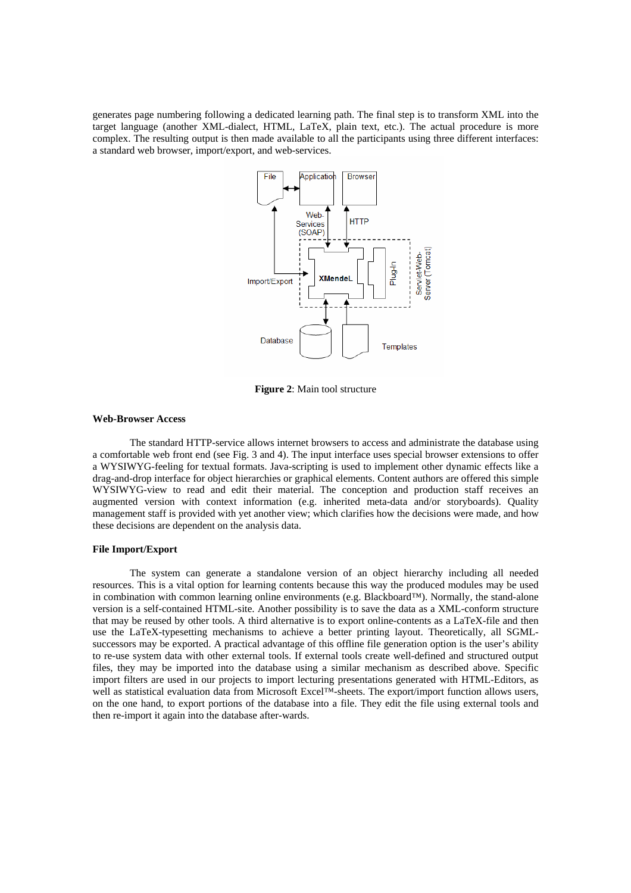generates page numbering following a dedicated learning path. The final step is to transform XML into the target language (another XML-dialect, HTML, LaTeX, plain text, etc.). The actual procedure is more complex. The resulting output is then made available to all the participants using three different interfaces: a standard web browser, import/export, and web-services.

**Figure 2**: Main tool structure

**Web-Browser Access**

The standard HTTP-service allows internet browsers to access and administrate the database using a comfortable web front end (see Fig. 3 and 4). The input interface uses special browser extensions to offer a WYSIWYG-feeling for textual formats. Java-scripting is used to implement other dynamic effects like a drag-and-drop interface for object hierarchies or graphical elements. Content authors are offered this simple WYSIWYG-view to read and edit their material. The conception and production staff receives an augmented version with context information (e.g. inherited meta-data and/or storyboards). Quality management staff is provided with yet another view; which clarifies how the decisions were made, and how these decisions are dependent on the analysis data.

**File Import/Export**

The system can generate a standalone version of an object hierarchy including all needed resources. This is a vital option for learning contents because this way the produced modules may be used in combination with common learning online environments (e.g. Blackboard™). Normally, the stand-alone version is a self-contained HTML-site. Another possibility is to save the data as a XML-conform structure that may be reused by other tools. A third alternative is to export online-contents as a LaTeX-file and then use the LaTeX-typesetting mechanisms to achieve a better printing layout. Theoretically, all SGML-successors may be exported. A practical advantage of this offline file generation option is the user's ability to re-use system data with other external tools. If external tools create well-defined and structured output files, they may be imported into the database using a similar mechanism as described above. Specific import filters are used in our projects to import lecturing presentations generated with HTML-Editors, as well as statistical evaluation data from Microsoft Excel™-sheets. The export/import function allows users, on the one hand, to export portions of the database into a file. They edit the file using external tools and then re-import it again into the database after-wards.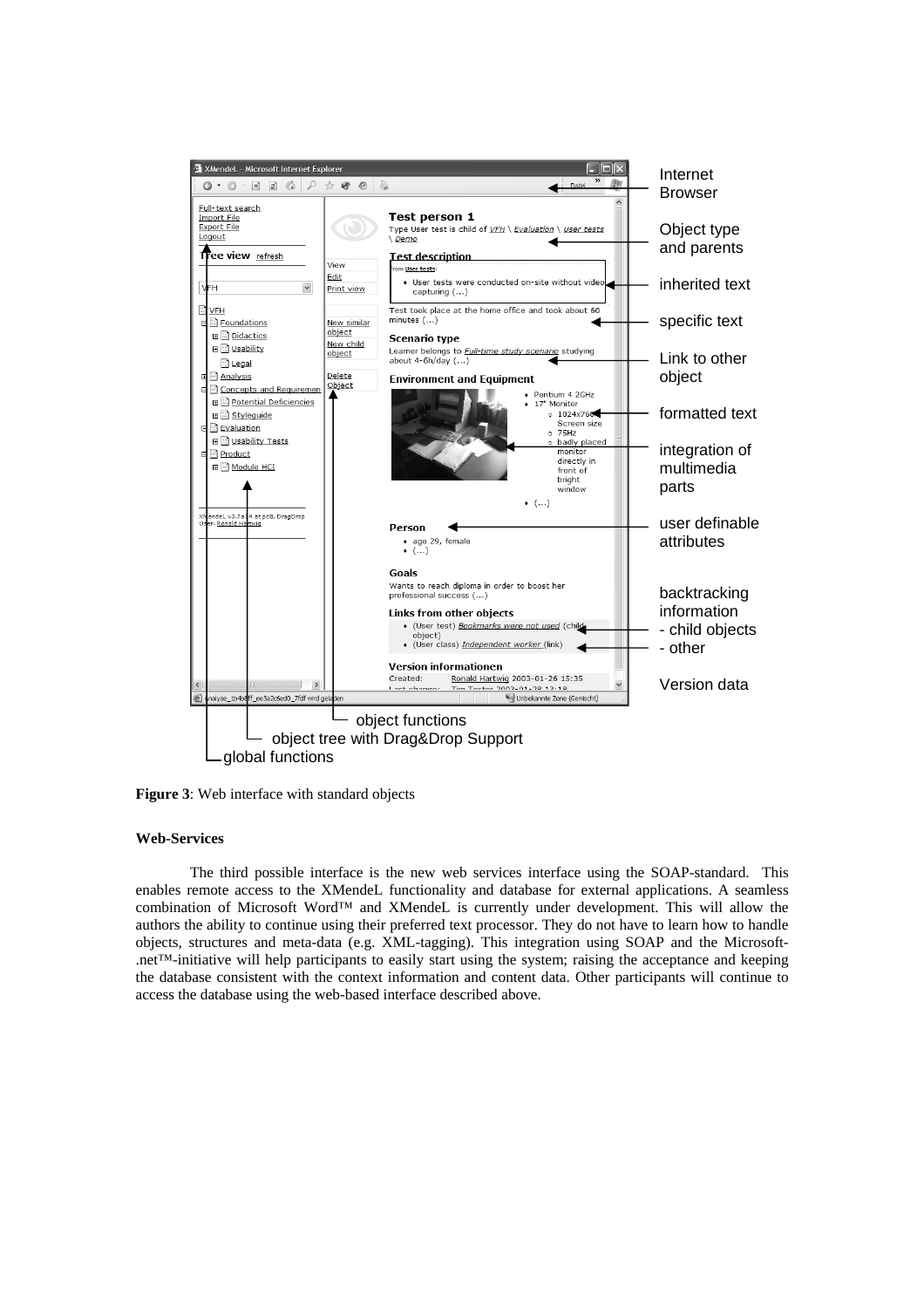**Figure 3**: Web interface with standard objects

**Web-Services**

The third possible interface is the new web services interface using the SOAP-standard. This enables remote access to the XMendeL functionality and database for external applications. A seamless combination of Microsoft Word™ and XMendeL is currently under development. This will allow the authors the ability to continue using their preferred text processor. They do not have to learn how to handle objects, structures and meta-data (e.g. XML-tagging). This integration using SOAP and the Microsoft-.net™-initiative will help participants to easily start using the system; raising the acceptance and keeping the database consistent with the context information and content data. Other participants will continue to access the database using the web-based interface described above.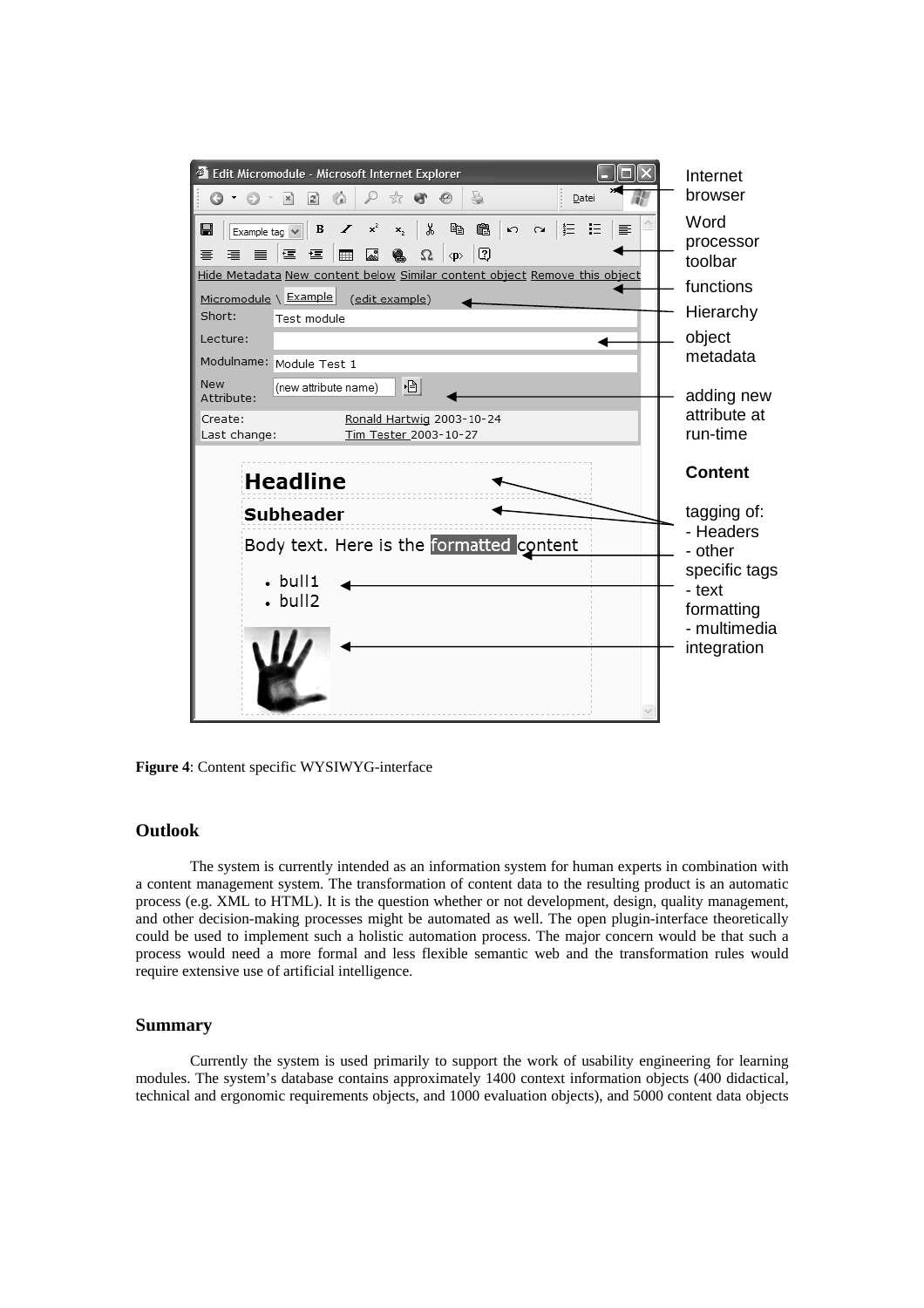**Figure 4**: Content specific WYSIWYG-interface

## Outlook

The system is currently intended as an information system for human experts in combination with a content management system. The transformation of content data to the resulting product is an automatic process (e.g. XML to HTML). It is the question whether or not development, design, quality management, and other decision-making processes might be automated as well. The open plugin-interface theoretically could be used to implement such a holistic automation process. The major concern would be that such a process would need a more formal and less flexible semantic web and the transformation rules would require extensive use of artificial intelligence.

## Summary

Currently the system is used primarily to support the work of usability engineering for learning modules. The system's database contains approximately 1400 context information objects (400 didactical, technical and ergonomic requirements objects, and 1000 evaluation objects), and 5000 content data objects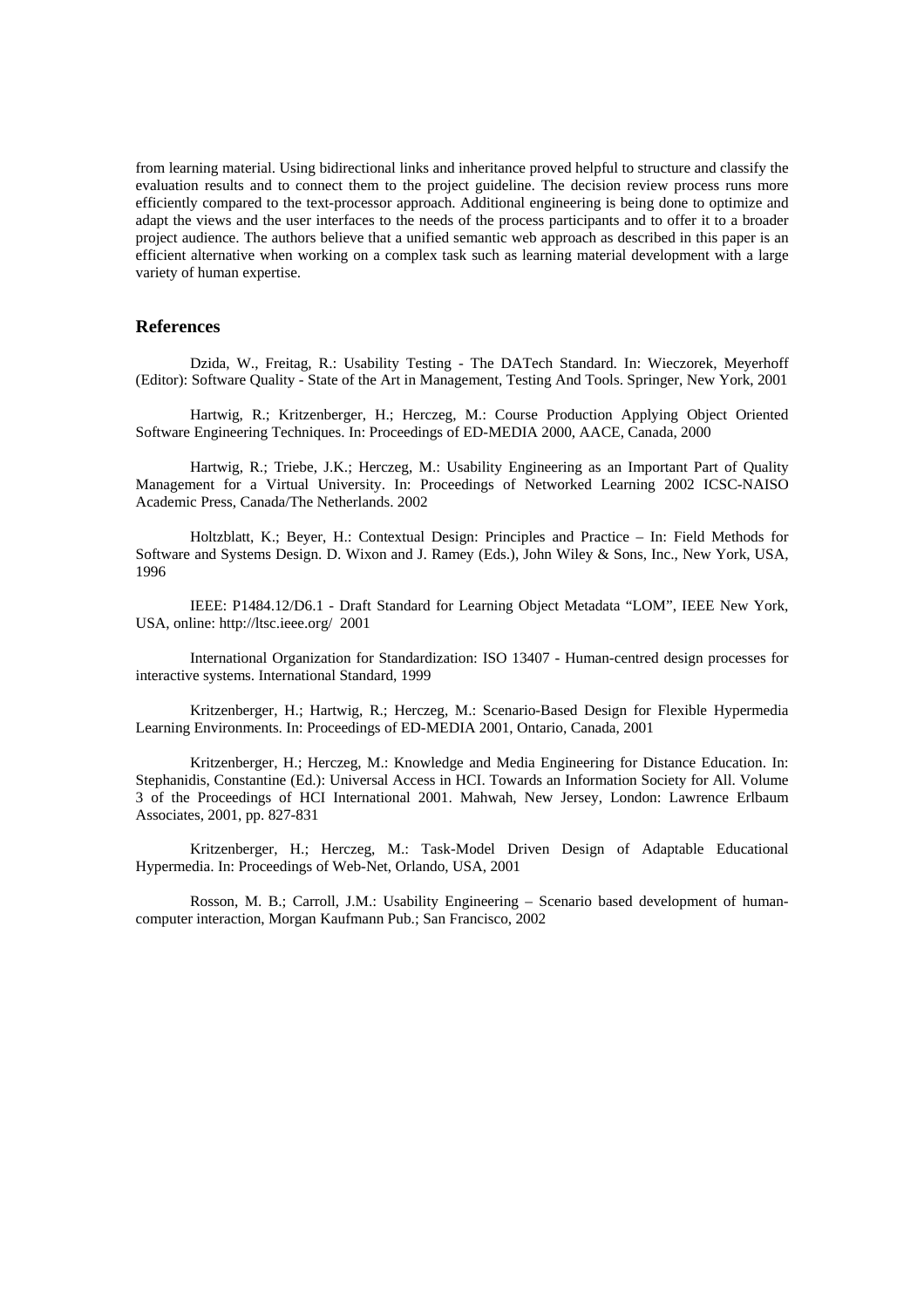from learning material. Using bidirectional links and inheritance proved helpful to structure and classify the evaluation results and to connect them to the project guideline. The decision review process runs more efficiently compared to the text-processor approach. Additional engineering is being done to optimize and adapt the views and the user interfaces to the needs of the process participants and to offer it to a broader project audience. The authors believe that a unified semantic web approach as described in this paper is an efficient alternative when working on a complex task such as learning material development with a large variety of human expertise.

## References

Dzida, W., Freitag, R.: Usability Testing - The DATech Standard. In: Wieczorek, Meyerhoff (Editor): Software Quality - State of the Art in Management, Testing And Tools. Springer, New York, 2001

Hartwig, R.; Kritzenberger, H.; Herczeg, M.: Course Production Applying Object Oriented Software Engineering Techniques. In: Proceedings of ED-MEDIA 2000, AACE, Canada, 2000

Hartwig, R.; Triebe, J.K.; Herczeg, M.: Usability Engineering as an Important Part of Quality Management for a Virtual University. In: Proceedings of Networked Learning 2002 ICSC-NAISO Academic Press, Canada/The Netherlands. 2002

Holtzblatt, K.; Beyer, H.: Contextual Design: Principles and Practice – In: Field Methods for Software and Systems Design. D. Wixon and J. Ramey (Eds.), John Wiley & Sons, Inc., New York, USA, 1996

IEEE: P1484.12/D6.1 - Draft Standard for Learning Object Metadata "LOM", IEEE New York, USA, online: http://ltsc.ieee.org/ 2001

International Organization for Standardization: ISO 13407 - Human-centred design processes for interactive systems. International Standard, 1999

Kritzenberger, H.; Hartwig, R.; Herczeg, M.: Scenario-Based Design for Flexible Hypermedia Learning Environments. In: Proceedings of ED-MEDIA 2001, Ontario, Canada, 2001

Kritzenberger, H.; Herczeg, M.: Knowledge and Media Engineering for Distance Education. In: Stephanidis, Constantine (Ed.): Universal Access in HCI. Towards an Information Society for All. Volume 3 of the Proceedings of HCI International 2001. Mahwah, New Jersey, London: Lawrence Erlbaum Associates, 2001, pp. 827-831

Kritzenberger, H.; Herczeg, M.: Task-Model Driven Design of Adaptable Educational Hypermedia. In: Proceedings of Web-Net, Orlando, USA, 2001

Rosson, M. B.; Carroll, J.M.: Usability Engineering – Scenario based development of human-computer interaction, Morgan Kaufmann Pub.; San Francisco, 2002